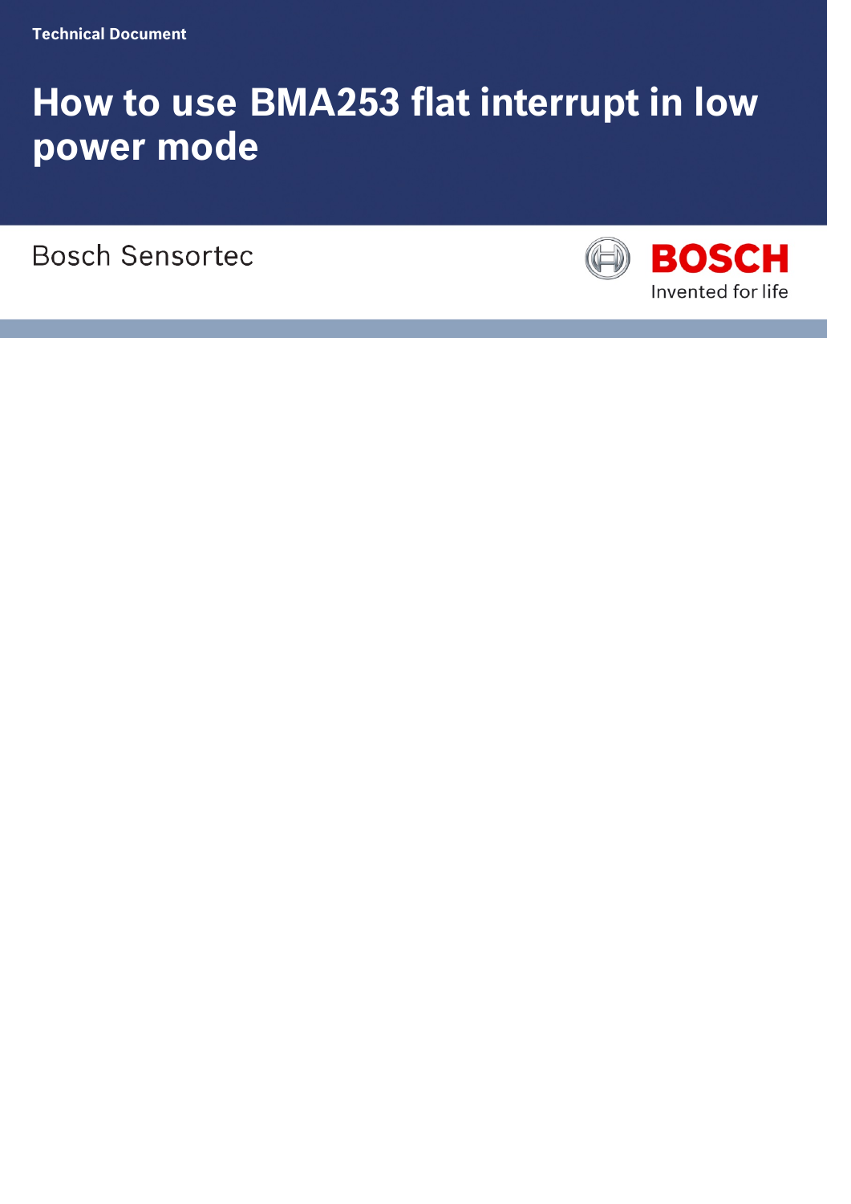Technical Document

# How to use BMA253 flat interrupt in low power mode

Bosch Sensortec

BOSCH

Invented for life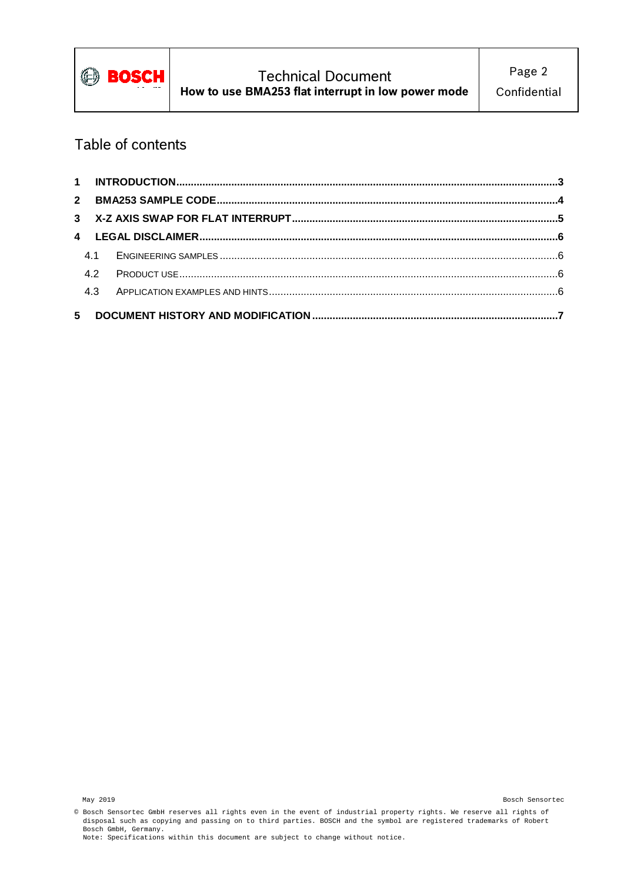# Table of contents

1 INTRODUCTION ........................................................................................................ 3

2 BMA253 SAMPLE CODE ........................................................................................... 4

3 X-Z AXIS SWAP FOR FLAT INTERRUPT .................................................................... 5

4 LEGAL DISCLAIMER ................................................................................................ 6

  4.1 ENGINEERING SAMPLES ...................................................................................... 6

  4.2 PRODUCT USE ....................................................................................................... 6

  4.3 APPLICATION EXAMPLES AND HINTS ...................................................................... 6

5 DOCUMENT HISTORY AND MODIFICATION ................................................................. 7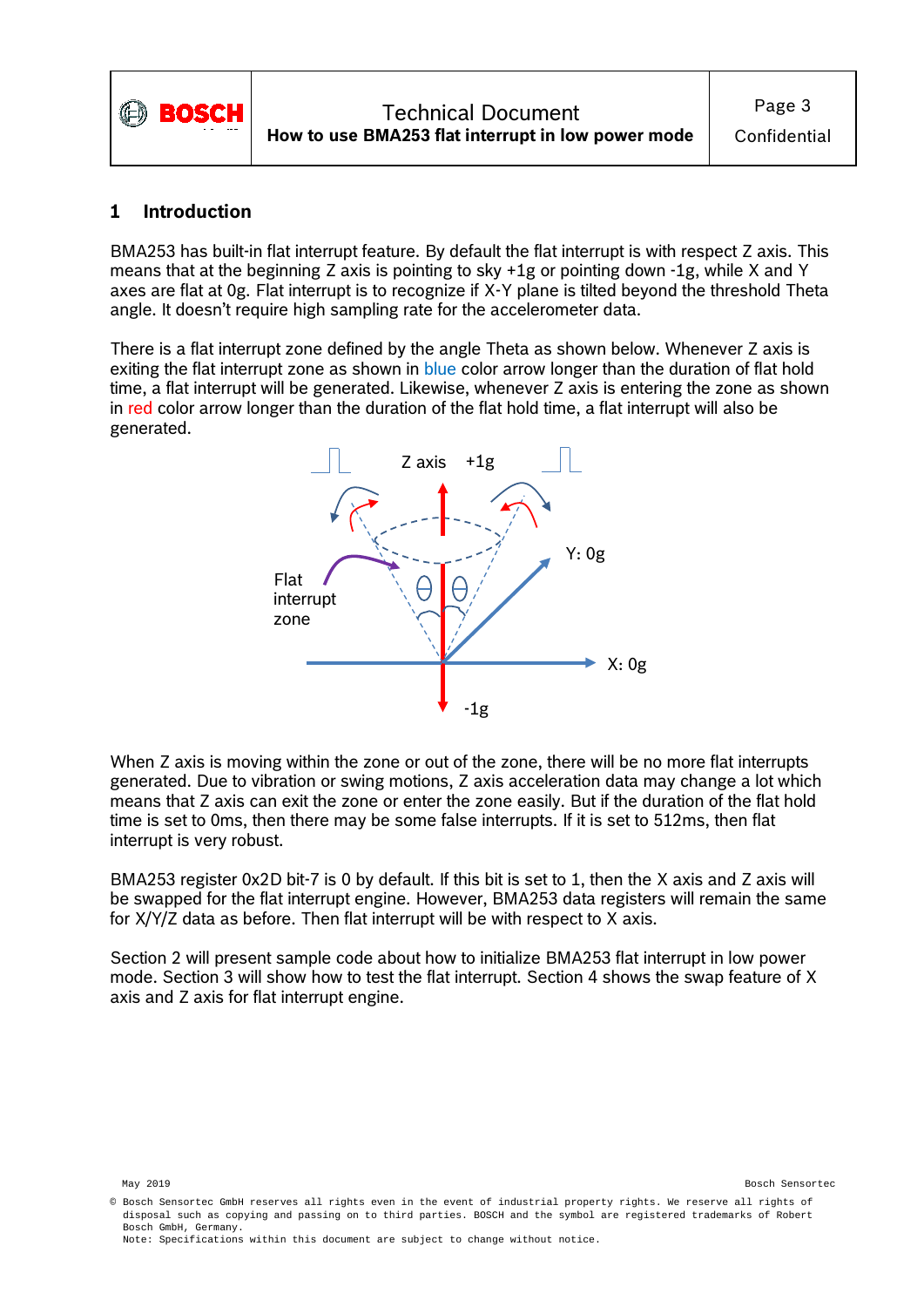# 1 Introduction

BMA253 has built-in flat interrupt feature. By default the flat interrupt is with respect Z axis. This means that at the beginning Z axis is pointing to sky +1g or pointing down -1g, while X and Y axes are flat at 0g. Flat interrupt is to recognize if X-Y plane is tilted beyond the threshold Theta angle. It doesn't require high sampling rate for the accelerometer data.

There is a flat interrupt zone defined by the angle Theta as shown below. Whenever Z axis is exiting the flat interrupt zone as shown in blue color arrow longer than the duration of flat hold time, a flat interrupt will be generated. Likewise, whenever Z axis is entering the zone as shown in red color arrow longer than the duration of the flat hold time, a flat interrupt will also be generated.

Z axis +1g

Y: 0g

Flat interrupt zone

$\Theta$ $\Theta$

X: 0g

-1g

When Z axis is moving within the zone or out of the zone, there will be no more flat interrupts generated. Due to vibration or swing motions, Z axis acceleration data may change a lot which means that Z axis can exit the zone or enter the zone easily. But if the duration of the flat hold time is set to 0ms, then there may be some false interrupts. If it is set to 512ms, then flat interrupt is very robust.

BMA253 register 0x2D bit-7 is 0 by default. If this bit is set to 1, then the X axis and Z axis will be swapped for the flat interrupt engine. However, BMA253 data registers will remain the same for X/Y/Z data as before. Then flat interrupt will be with respect to X axis.

Section 2 will present sample code about how to initialize BMA253 flat interrupt in low power mode. Section 3 will show how to test the flat interrupt. Section 4 shows the swap feature of X axis and Z axis for flat interrupt engine.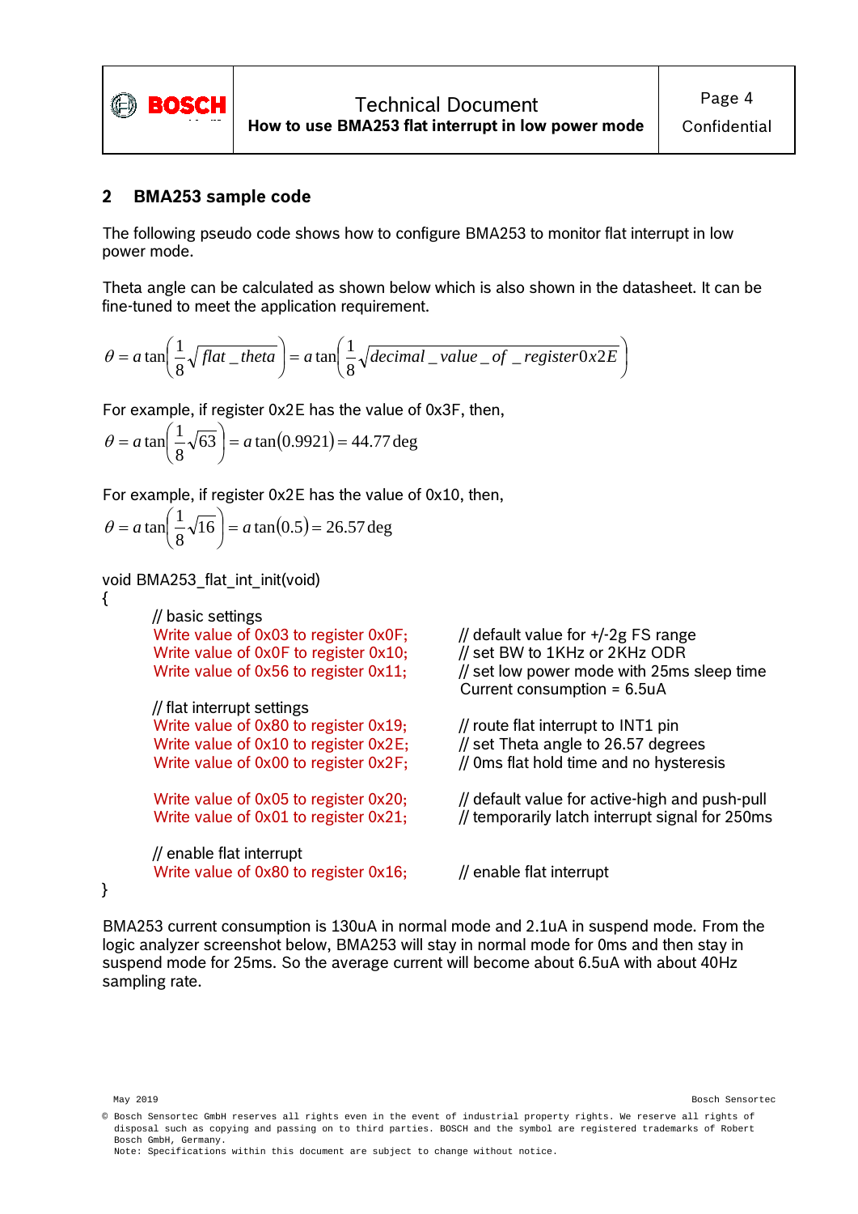## 2 BMA253 sample code

The following pseudo code shows how to configure BMA253 to monitor flat interrupt in low power mode.

Theta angle can be calculated as shown below which is also shown in the datasheet. It can be fine-tuned to meet the application requirement.

$$\theta = a\tan\left(\frac{1}{8}\sqrt{flat\_theta}\right) = a\tan\left(\frac{1}{8}\sqrt{decimal\_value\_of\_register0x2E}\right)$$

For example, if register 0x2E has the value of 0x3F, then,

$$\theta = a\tan\left(\frac{1}{8}\sqrt{63}\right) = a\tan(0.9921) = 44.77\deg$$

For example, if register 0x2E has the value of 0x10, then,

$$\theta = a\tan\left(\frac{1}{8}\sqrt{16}\right) = a\tan(0.5) = 26.57\deg$$

```
void BMA253_flat_int_init(void)
{
        // basic settings
        Write value of 0x03 to register 0x0F;     // default value for +/-2g FS range
        Write value of 0x0F to register 0x10;     // set BW to 1KHz or 2KHz ODR
        Write value of 0x56 to register 0x11;     // set low power mode with 25ms sleep time
                                                   Current consumption = 6.5uA

        // flat interrupt settings
        Write value of 0x80 to register 0x19;     // route flat interrupt to INT1 pin
        Write value of 0x10 to register 0x2E;     // set Theta angle to 26.57 degrees
        Write value of 0x00 to register 0x2F;     // 0ms flat hold time and no hysteresis

        Write value of 0x05 to register 0x20;     // default value for active-high and push-pull
        Write value of 0x01 to register 0x21;     // temporarily latch interrupt signal for 250ms

        // enable flat interrupt
        Write value of 0x80 to register 0x16;     // enable flat interrupt
}
```

BMA253 current consumption is 130uA in normal mode and 2.1uA in suspend mode. From the logic analyzer screenshot below, BMA253 will stay in normal mode for 0ms and then stay in suspend mode for 25ms. So the average current will become about 6.5uA with about 40Hz sampling rate.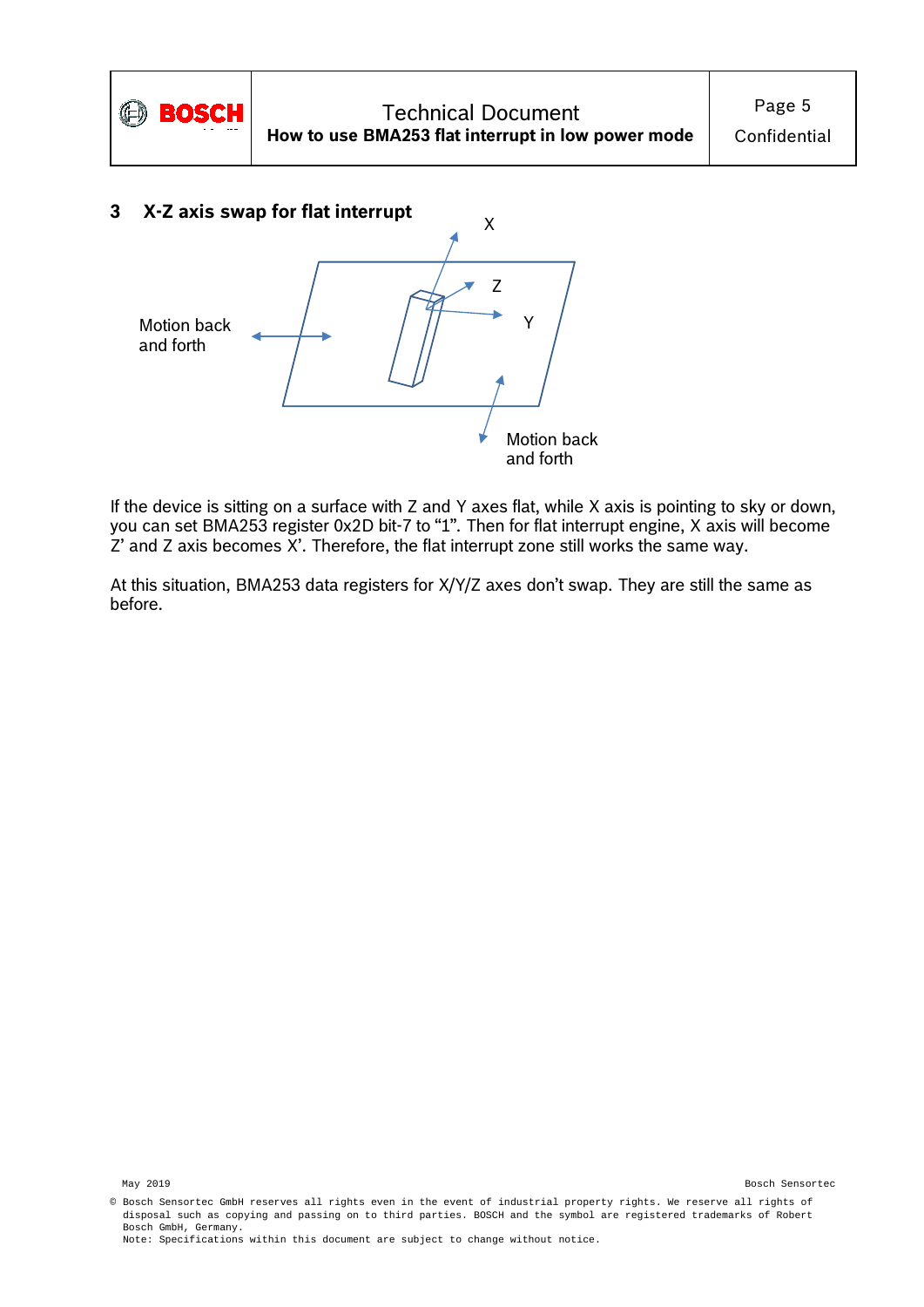## 3 X-Z axis swap for flat interrupt

If the device is sitting on a surface with Z and Y axes flat, while X axis is pointing to sky or down, you can set BMA253 register 0x2D bit-7 to "1". Then for flat interrupt engine, X axis will become Z' and Z axis becomes X'. Therefore, the flat interrupt zone still works the same way.

At this situation, BMA253 data registers for X/Y/Z axes don't swap. They are still the same as before.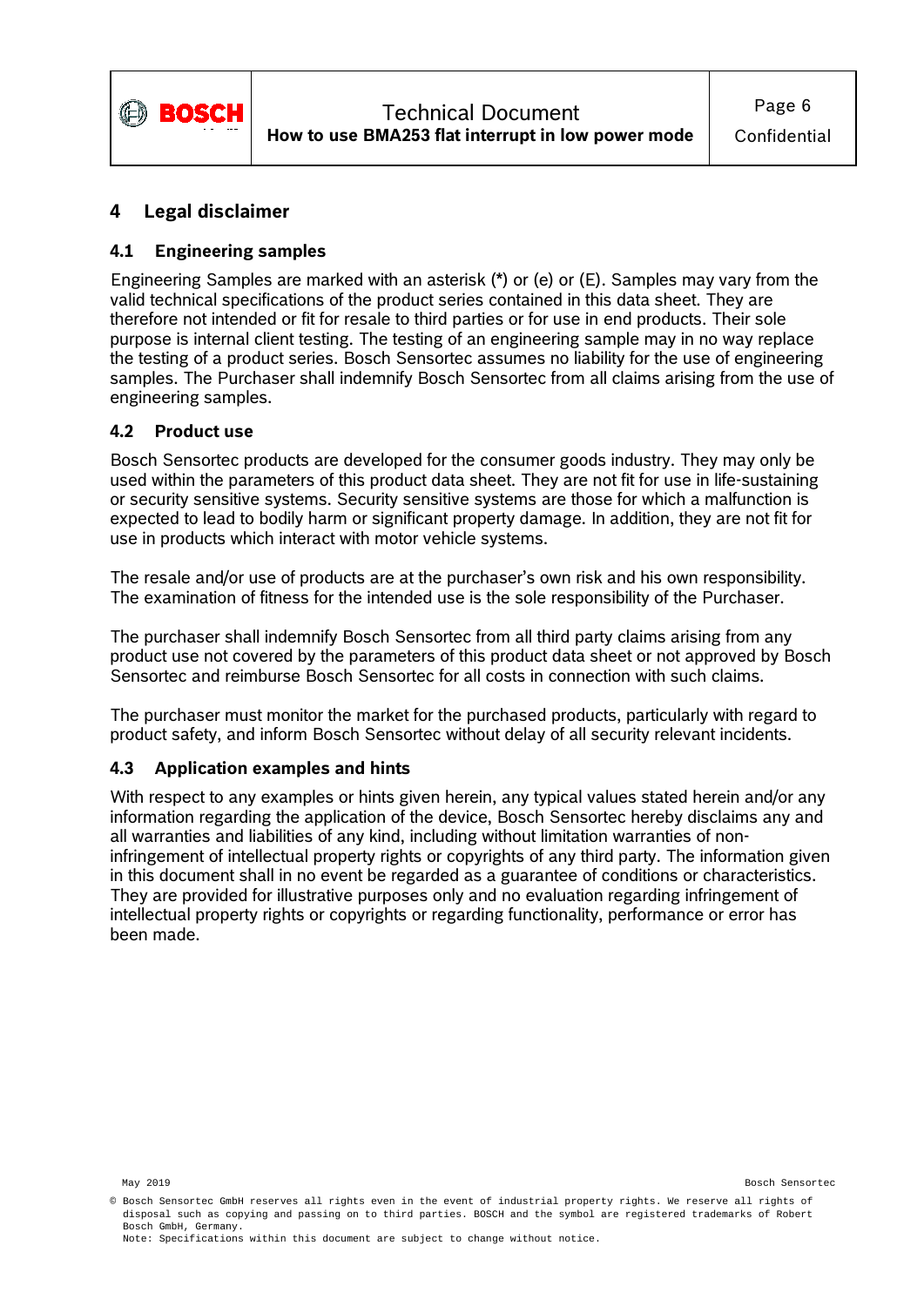# 4 Legal disclaimer

## 4.1 Engineering samples

Engineering Samples are marked with an asterisk (*) or (e) or (E). Samples may vary from the valid technical specifications of the product series contained in this data sheet. They are therefore not intended or fit for resale to third parties or for use in end products. Their sole purpose is internal client testing. The testing of an engineering sample may in no way replace the testing of a product series. Bosch Sensortec assumes no liability for the use of engineering samples. The Purchaser shall indemnify Bosch Sensortec from all claims arising from the use of engineering samples.

## 4.2 Product use

Bosch Sensortec products are developed for the consumer goods industry. They may only be used within the parameters of this product data sheet. They are not fit for use in life-sustaining or security sensitive systems. Security sensitive systems are those for which a malfunction is expected to lead to bodily harm or significant property damage. In addition, they are not fit for use in products which interact with motor vehicle systems.

The resale and/or use of products are at the purchaser's own risk and his own responsibility. The examination of fitness for the intended use is the sole responsibility of the Purchaser.

The purchaser shall indemnify Bosch Sensortec from all third party claims arising from any product use not covered by the parameters of this product data sheet or not approved by Bosch Sensortec and reimburse Bosch Sensortec for all costs in connection with such claims.

The purchaser must monitor the market for the purchased products, particularly with regard to product safety, and inform Bosch Sensortec without delay of all security relevant incidents.

## 4.3 Application examples and hints

With respect to any examples or hints given herein, any typical values stated herein and/or any information regarding the application of the device, Bosch Sensortec hereby disclaims any and all warranties and liabilities of any kind, including without limitation warranties of non-infringement of intellectual property rights or copyrights of any third party. The information given in this document shall in no event be regarded as a guarantee of conditions or characteristics. They are provided for illustrative purposes only and no evaluation regarding infringement of intellectual property rights or copyrights or regarding functionality, performance or error has been made.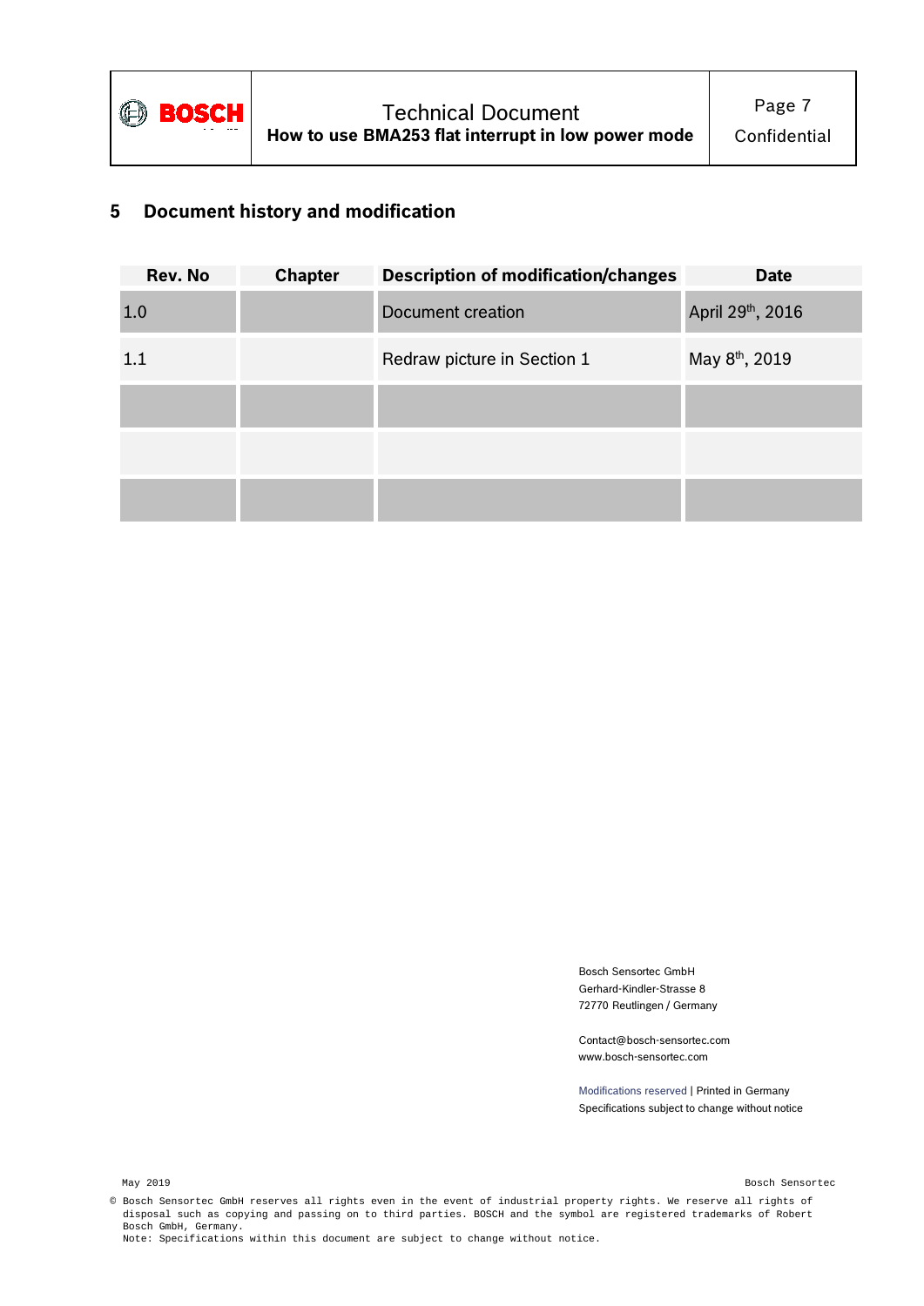## 5 Document history and modification

| Rev. No | Chapter | Description of modification/changes | Date |
|---|---|---|---|
| 1.0 | | Document creation | April 29th, 2016 |
| 1.1 | | Redraw picture in Section 1 | May 8th, 2019 |
| | | | |
| | | | |
| | | | |

Bosch Sensortec GmbH
Gerhard-Kindler-Strasse 8
72770 Reutlingen / Germany

Contact@bosch-sensortec.com
www.bosch-sensortec.com

Modifications reserved | Printed in Germany
Specifications subject to change without notice

May 2019 Bosch Sensortec

© Bosch Sensortec GmbH reserves all rights even in the event of industrial property rights. We reserve all rights of disposal such as copying and passing on to third parties. BOSCH and the symbol are registered trademarks of Robert Bosch GmbH, Germany.
Note: Specifications within this document are subject to change without notice.